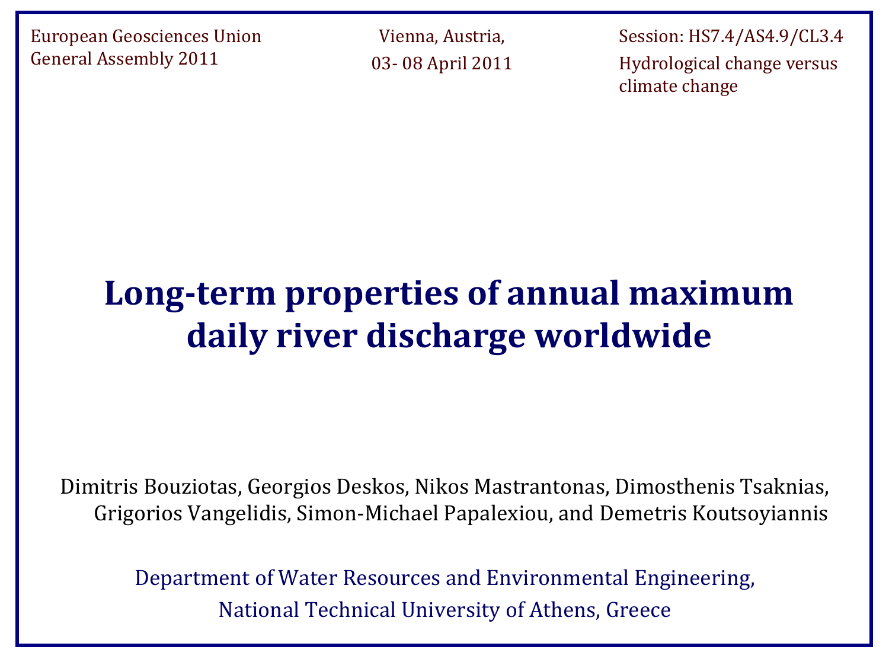European Geosciences Union General Assembly 2011

Vienna, Austria, 03- 08 April 2011

Session: HS7.4/AS4.9/CL3.4 Hydrological change versus climate change

# Long-term properties of annual maximum daily river discharge worldwide

Dimitris Bouziotas, Georgios Deskos, Nikos Mastrantonas, Dimosthenis Tsaknias, Grigorios Vangelidis, Simon-Michael Papalexiou, and Demetris Koutsoyiannis

Department of Water Resources and Environmental Engineering, National Technical University of Athens, Greece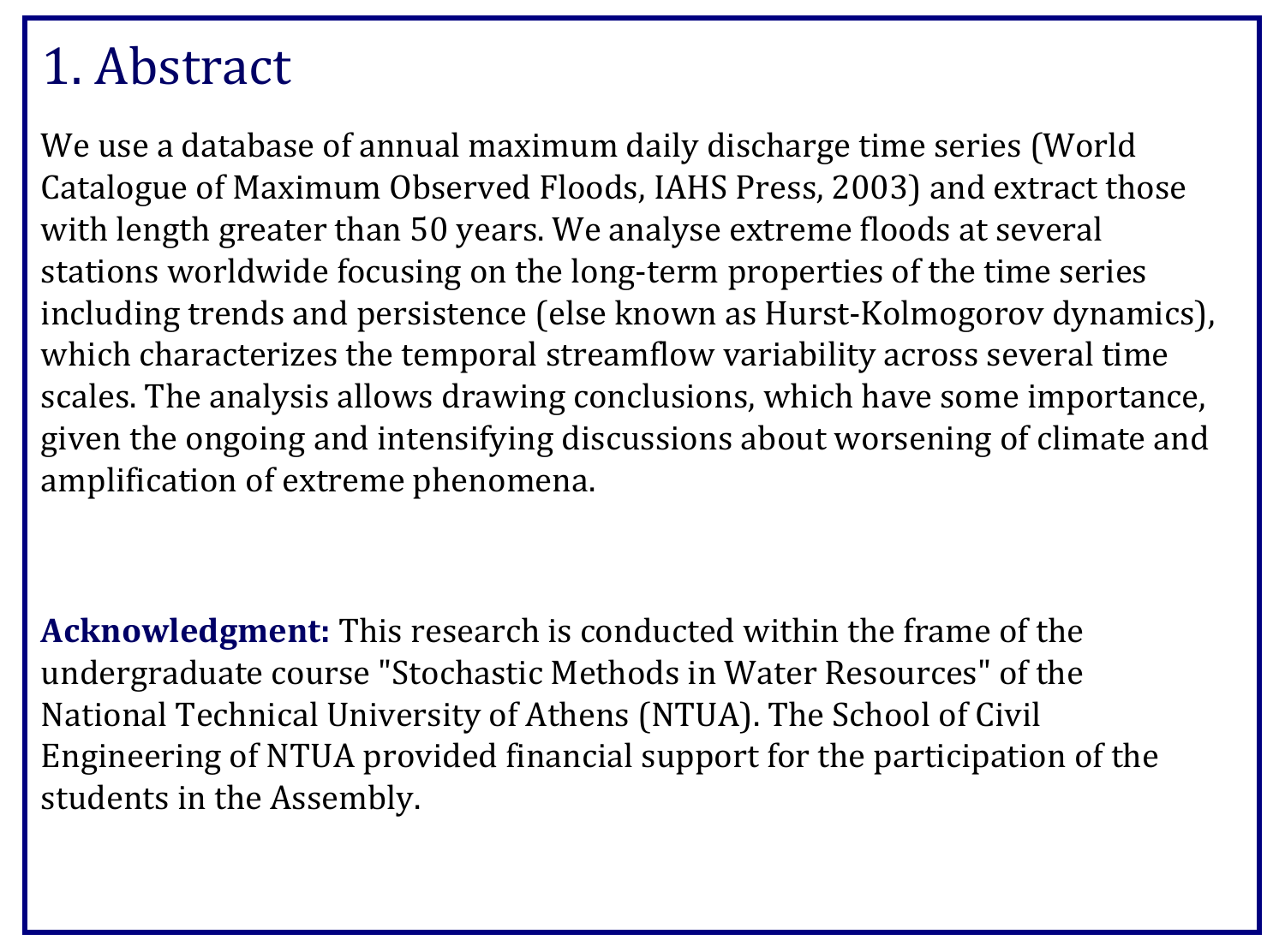# 1. Abstract

We use a database of annual maximum daily discharge time series (World Catalogue of Maximum Observed Floods, IAHS Press, 2003) and extract those with length greater than 50 years. We analyse extreme floods at several stations worldwide focusing on the long-term properties of the time series including trends and persistence (else known as Hurst-Kolmogorov dynamics), which characterizes the temporal streamflow variability across several time scales. The analysis allows drawing conclusions, which have some importance, given the ongoing and intensifying discussions about worsening of climate and amplification of extreme phenomena.

**Acknowledgment:** This research is conducted within the frame of the undergraduate course "Stochastic Methods in Water Resources" of the National Technical University of Athens (NTUA). The School of Civil Engineering of NTUA provided financial support for the participation of the students in the Assembly.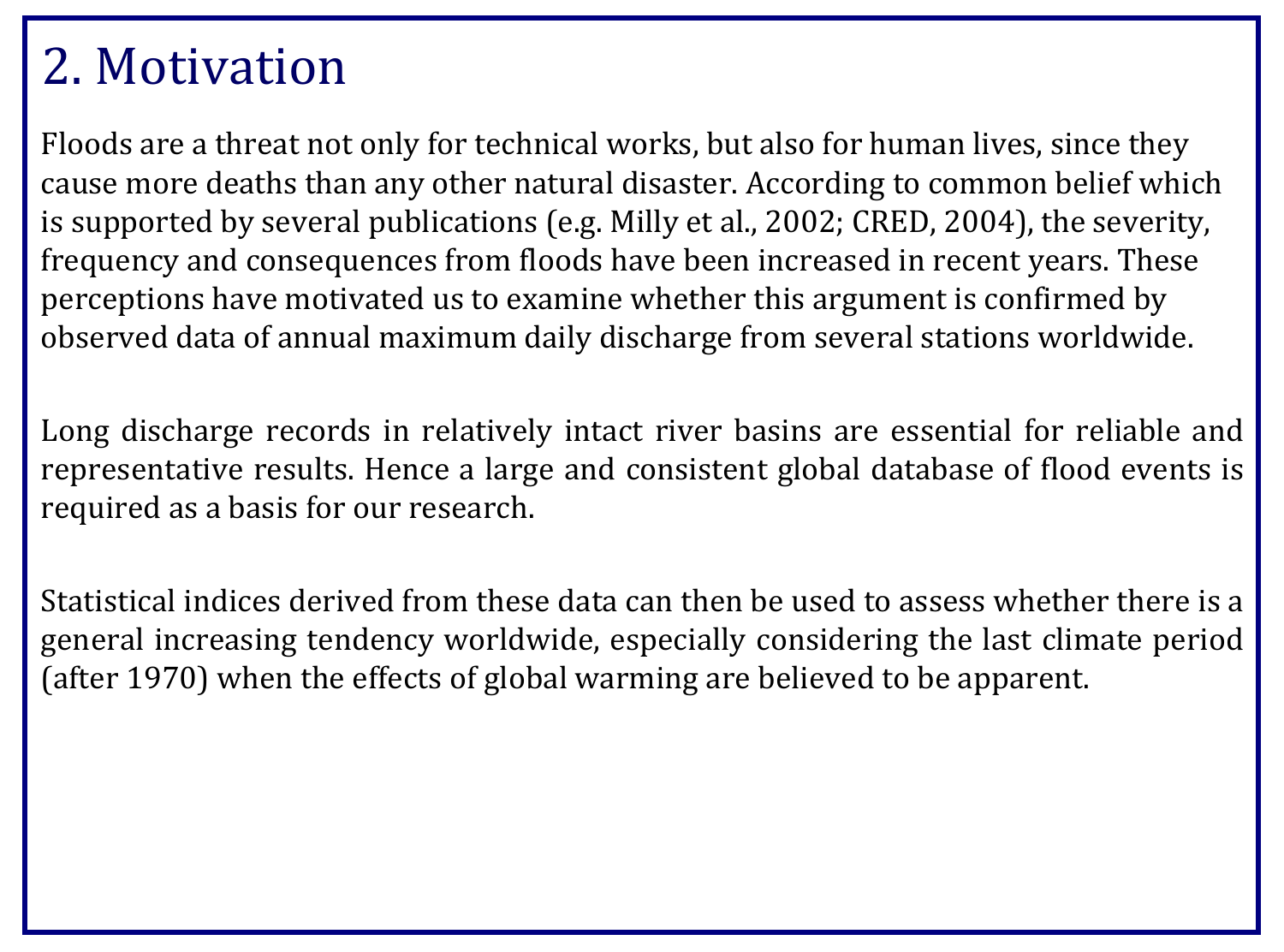## 2. Motivation

Floods are a threat not only for technical works, but also for human lives, since they cause more deaths than any other natural disaster. According to common belief which is supported by several publications (e.g. Milly et al., 2002; CRED, 2004), the severity, frequency and consequences from floods have been increased in recent years. These perceptions have motivated us to examine whether this argument is confirmed by observed data of annual maximum daily discharge from several stations worldwide.

Long discharge records in relatively intact river basins are essential for reliable and representative results. Hence a large and consistent global database of flood events is required as a basis for our research.

Statistical indices derived from these data can then be used to assess whether there is a general increasing tendency worldwide, especially considering the last climate period (after 1970) when the effects of global warming are believed to be apparent.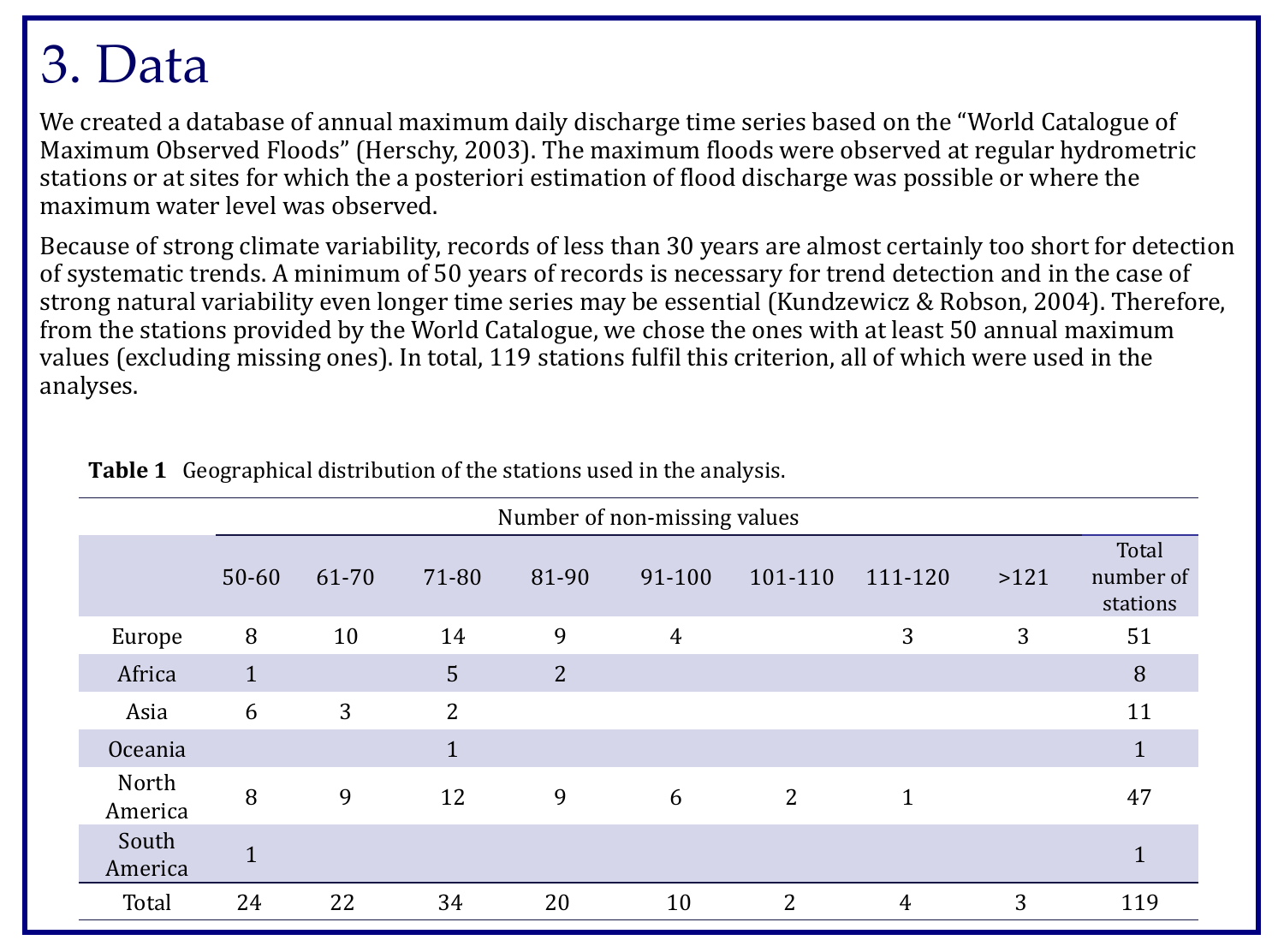# 3. Data

We created a database of annual maximum daily discharge time series based on the "World Catalogue of Maximum Observed Floods" (Herschy, 2003). The maximum floods were observed at regular hydrometric stations or at sites for which the a posteriori estimation of flood discharge was possible or where the maximum water level was observed.

Because of strong climate variability, records of less than 30 years are almost certainly too short for detection of systematic trends. A minimum of 50 years of records is necessary for trend detection and in the case of strong natural variability even longer time series may be essential (Kundzewicz & Robson, 2004). Therefore, from the stations provided by the World Catalogue, we chose the ones with at least 50 annual maximum values (excluding missing ones). In total, 119 stations fulfil this criterion, all of which were used in the analyses.

**Table 1** Geographical distribution of the stations used in the analysis.

| | Number of non-missing values | | | | | | | | |
|---|---|---|---|---|---|---|---|---|---|
| | 50-60 | 61-70 | 71-80 | 81-90 | 91-100 | 101-110 | 111-120 | >121 | Total number of stations |
| Europe | 8 | 10 | 14 | 9 | 4 | | 3 | 3 | 51 |
| Africa | 1 | | 5 | 2 | | | | | 8 |
| Asia | 6 | 3 | 2 | | | | | | 11 |
| Oceania | | | 1 | | | | | | 1 |
| North America | 8 | 9 | 12 | 9 | 6 | 2 | 1 | | 47 |
| South America | 1 | | | | | | | | 1 |
| Total | 24 | 22 | 34 | 20 | 10 | 2 | 4 | 3 | 119 |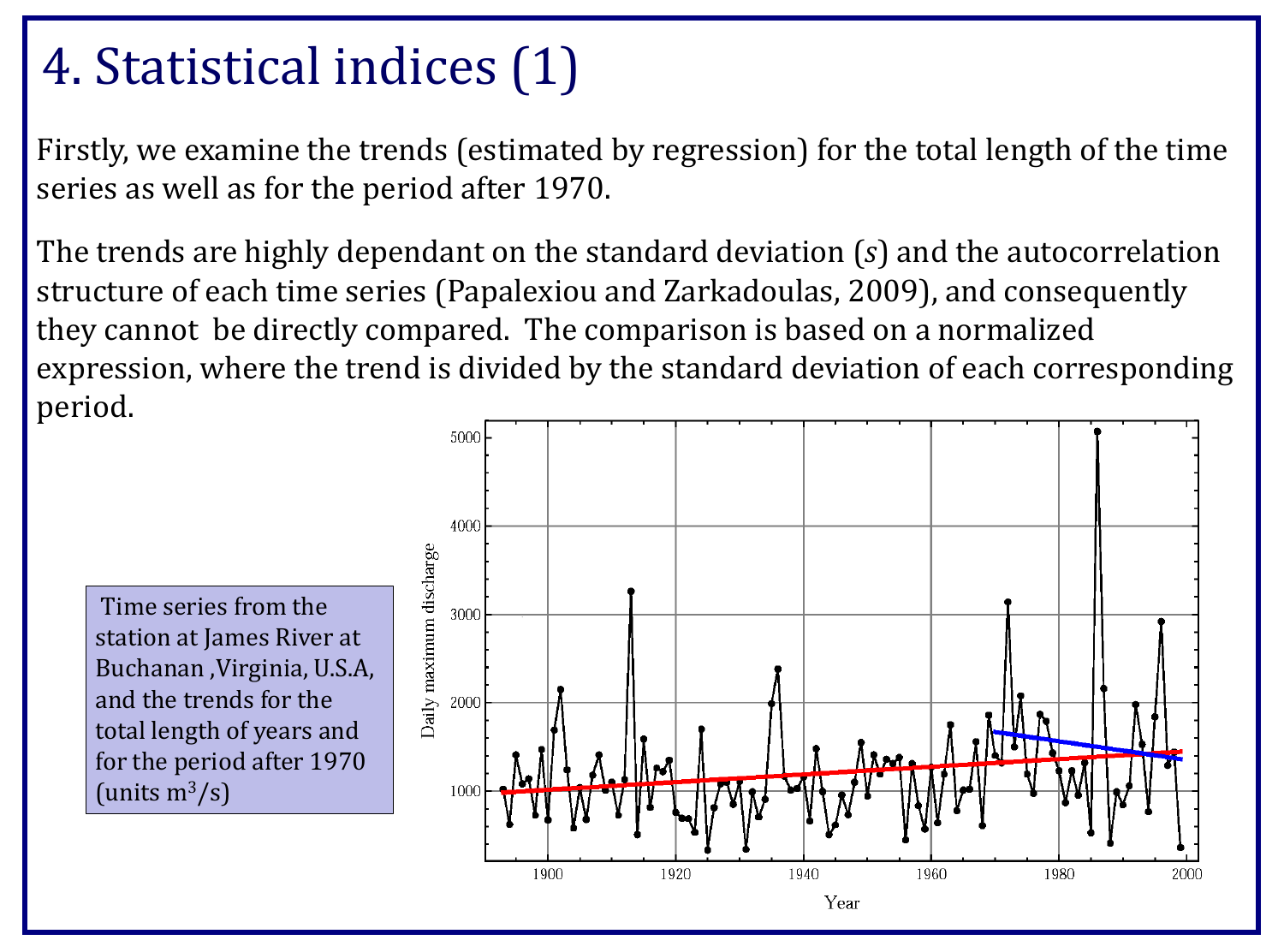# 4. Statistical indices (1)

Firstly, we examine the trends (estimated by regression) for the total length of the time series as well as for the period after 1970.

The trends are highly dependant on the standard deviation (*s*) and the autocorrelation structure of each time series (Papalexiou and Zarkadoulas, 2009), and consequently they cannot be directly compared. The comparison is based on a normalized expression, where the trend is divided by the standard deviation of each corresponding period.

Time series from the station at James River at Buchanan ,Virginia, U.S.A, and the trends for the total length of years and for the period after 1970 (units $m^3/s$)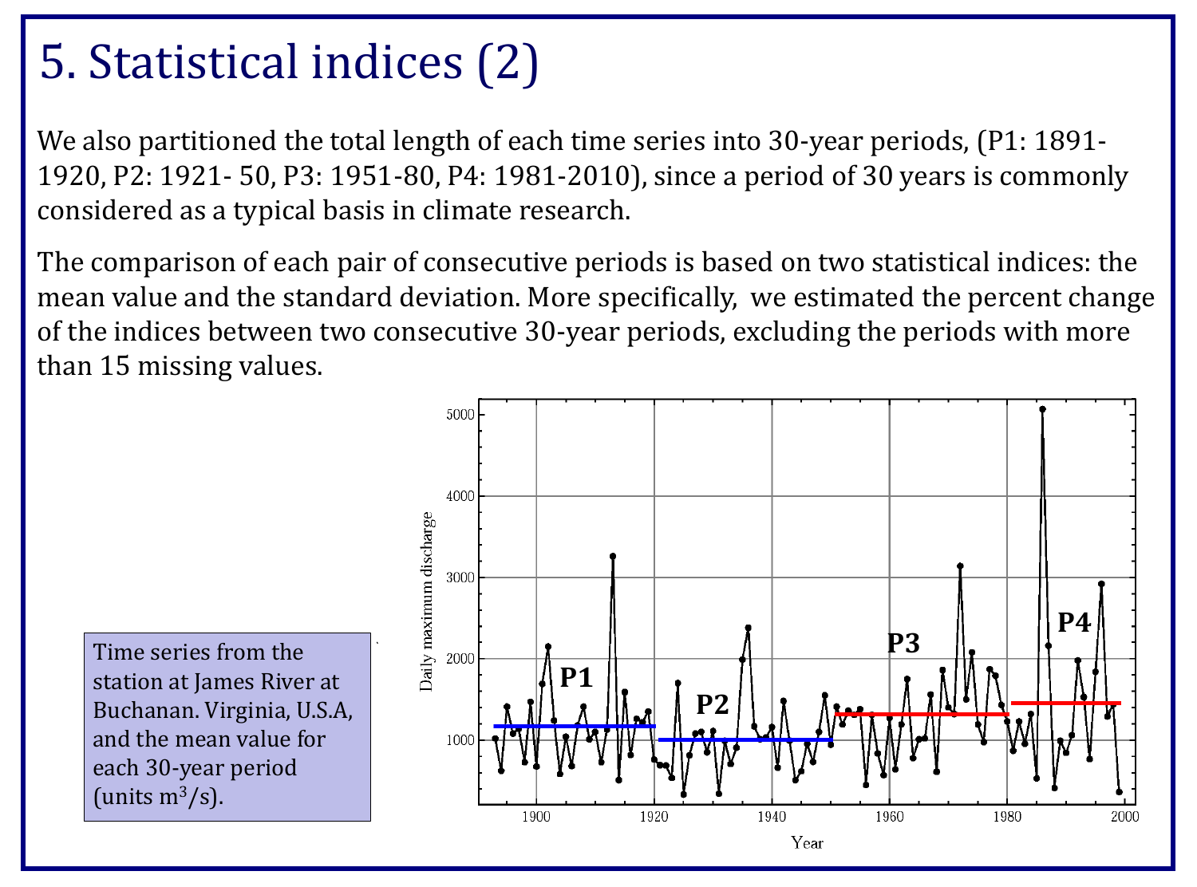# 5. Statistical indices (2)

We also partitioned the total length of each time series into 30-year periods, (P1: 1891-1920, P2: 1921- 50, P3: 1951-80, P4: 1981-2010), since a period of 30 years is commonly considered as a typical basis in climate research.

The comparison of each pair of consecutive periods is based on two statistical indices: the mean value and the standard deviation. More specifically, we estimated the percent change of the indices between two consecutive 30-year periods, excluding the periods with more than 15 missing values.

Time series from the station at James River at Buchanan. Virginia, U.S.A, and the mean value for each 30-year period (units $m^3/s$).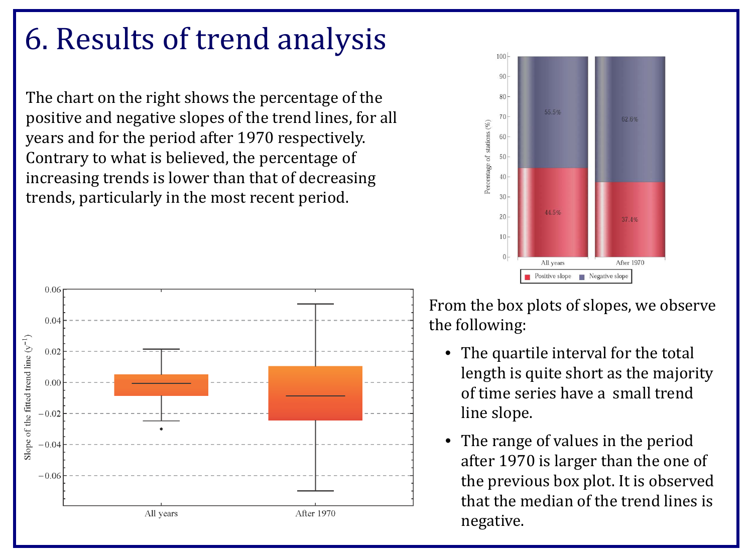# 6. Results of trend analysis

The chart on the right shows the percentage of the positive and negative slopes of the trend lines, for all years and for the period after 1970 respectively. Contrary to what is believed, the percentage of increasing trends is lower than that of decreasing trends, particularly in the most recent period.

From the box plots of slopes, we observe the following:

- The quartile interval for the total length is quite short as the majority of time series have a small trend line slope.
- The range of values in the period after 1970 is larger than the one of the previous box plot. It is observed that the median of the trend lines is negative.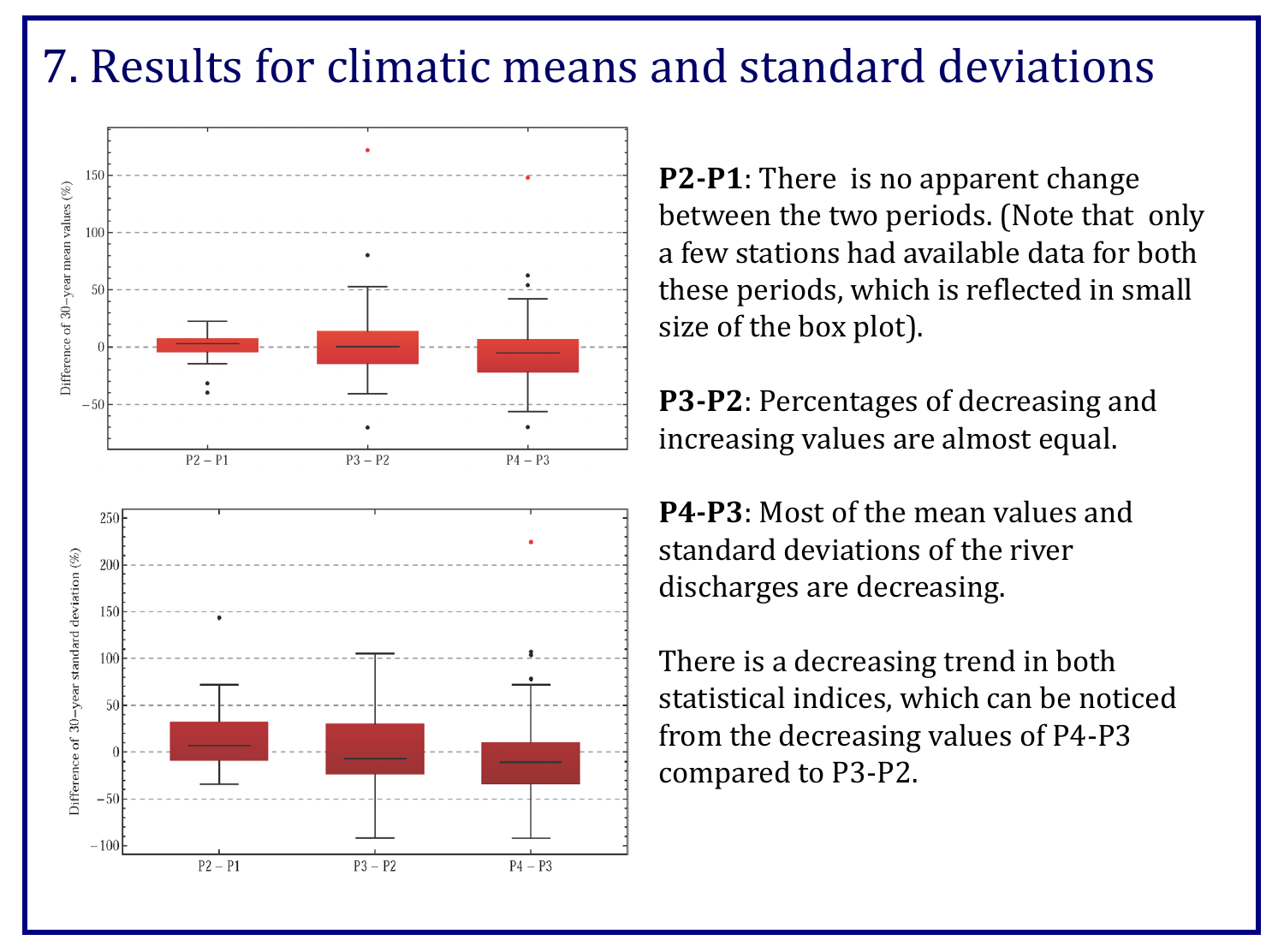# 7. Results for climatic means and standard deviations

**P2-P1**: There is no apparent change between the two periods. (Note that only a few stations had available data for both these periods, which is reflected in small size of the box plot).

**P3-P2**: Percentages of decreasing and increasing values are almost equal.

**P4-P3**: Most of the mean values and standard deviations of the river discharges are decreasing.

There is a decreasing trend in both statistical indices, which can be noticed from the decreasing values of P4-P3 compared to P3-P2.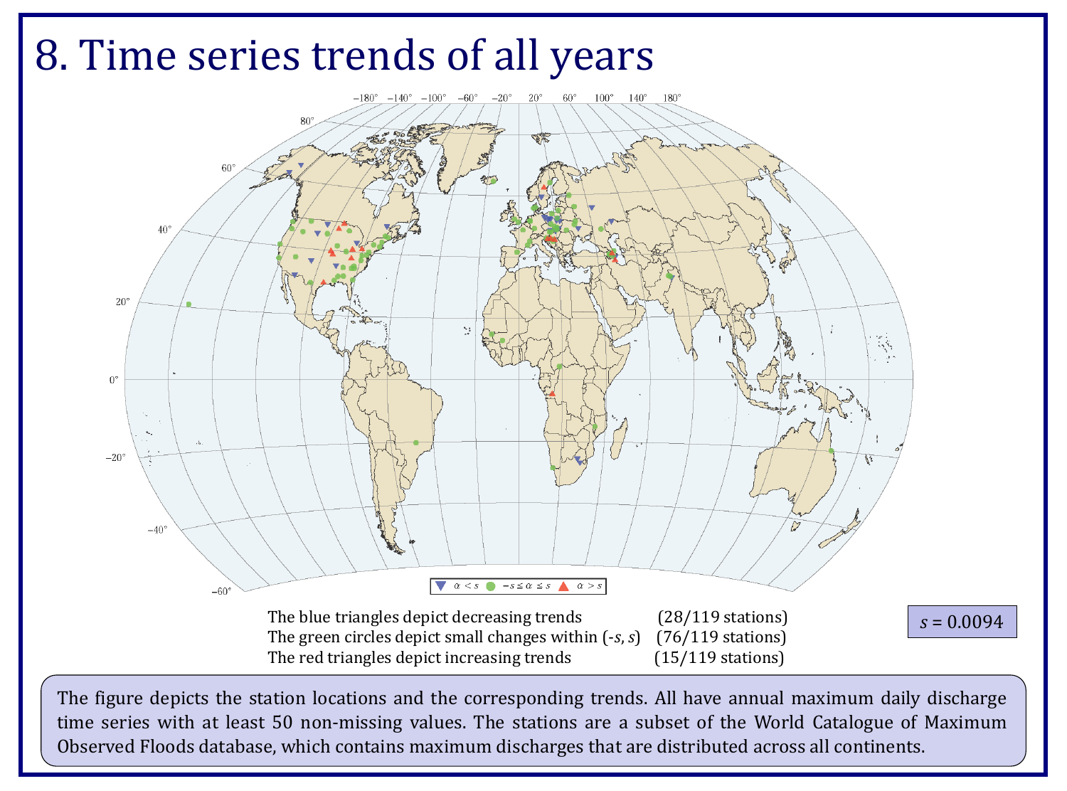# 8. Time series trends of all years

▼ $\alpha < s$ ● $-s \leq \alpha \leq s$ ▲ $\alpha > s$

The blue triangles depict decreasing trends (28/119 stations)
The green circles depict small changes within (-$s$, $s$) (76/119 stations)
The red triangles depict increasing trends (15/119 stations)

$s$ = 0.0094

The figure depicts the station locations and the corresponding trends. All have annual maximum daily discharge time series with at least 50 non-missing values. The stations are a subset of the World Catalogue of Maximum Observed Floods database, which contains maximum discharges that are distributed across all continents.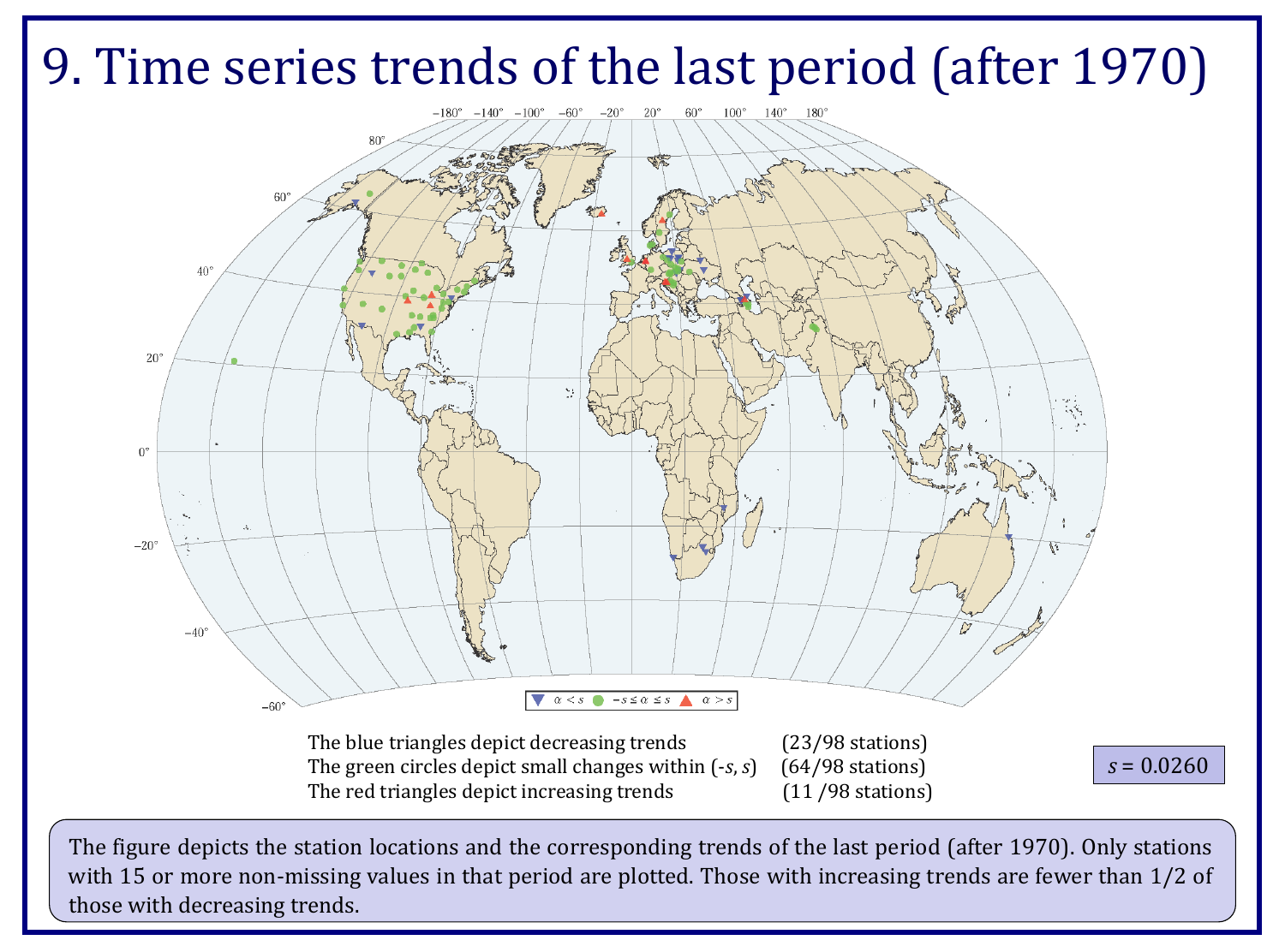# 9. Time series trends of the last period (after 1970)

▼ $\alpha < s$ ● $-s \leq \alpha \leq s$ ▲ $\alpha > s$

The blue triangles depict decreasing trends (23/98 stations)
The green circles depict small changes within ($-s$, $s$) (64/98 stations)
The red triangles depict increasing trends (11 /98 stations)

$s = 0.0260$

The figure depicts the station locations and the corresponding trends of the last period (after 1970). Only stations with 15 or more non-missing values in that period are plotted. Those with increasing trends are fewer than 1/2 of those with decreasing trends.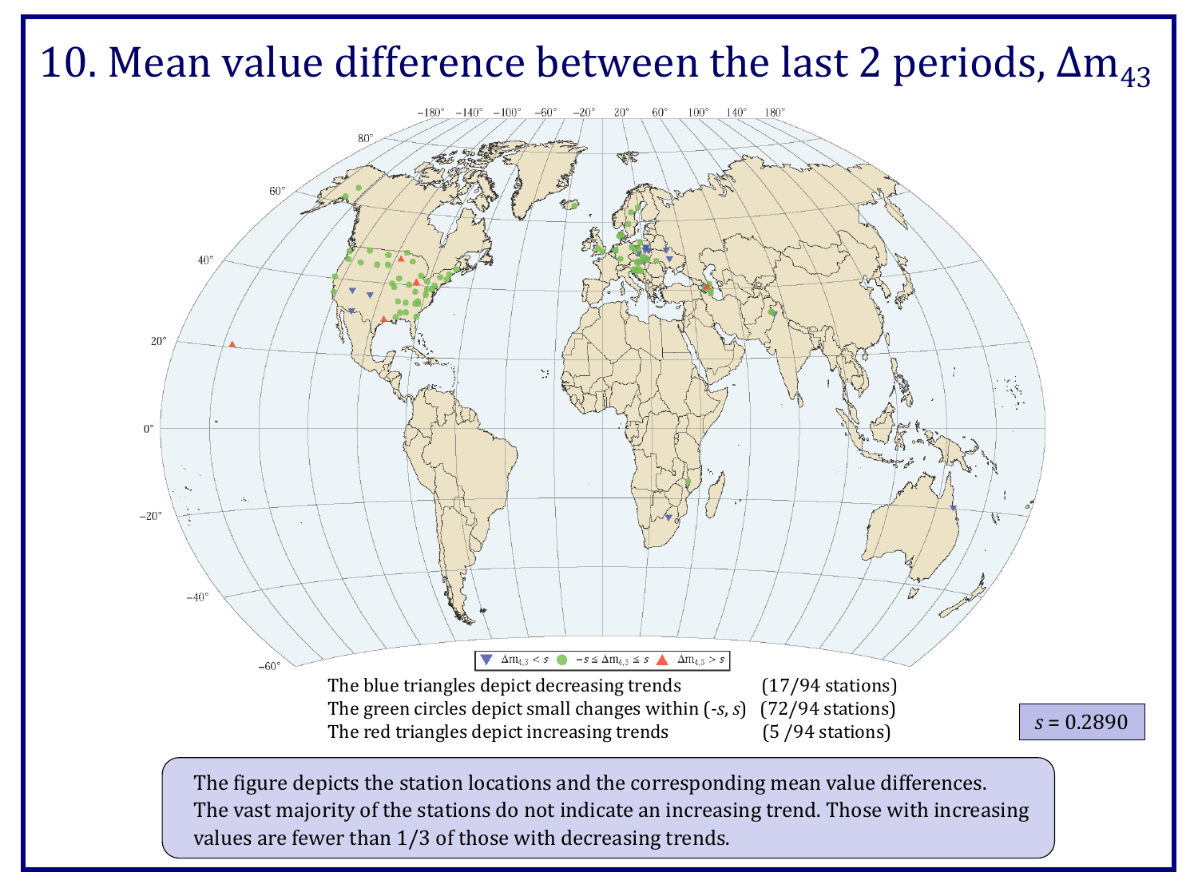# 10. Mean value difference between the last 2 periods, $\Delta m_{43}$

The blue triangles depict decreasing trends (17/94 stations)
The green circles depict small changes within ($-s$, $s$) (72/94 stations)
The red triangles depict increasing trends (5 /94 stations)

$s = 0.2890$

The figure depicts the station locations and the corresponding mean value differences. The vast majority of the stations do not indicate an increasing trend. Those with increasing values are fewer than 1/3 of those with decreasing trends.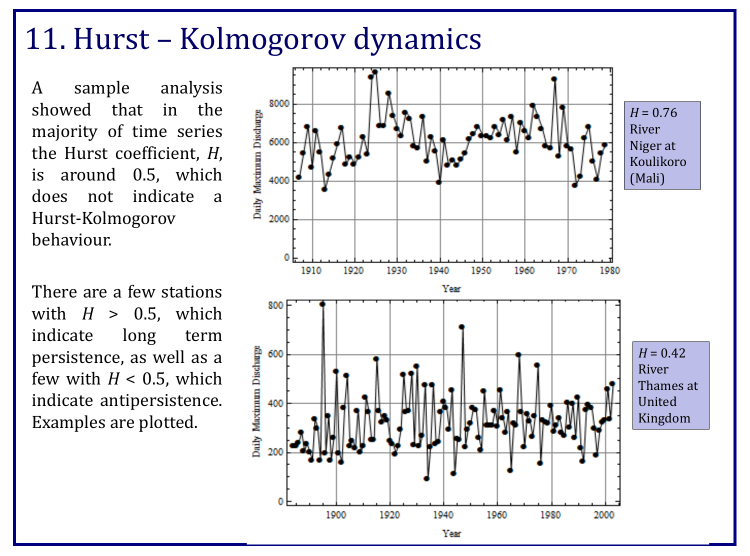# 11. Hurst – Kolmogorov dynamics

A sample analysis showed that in the majority of time series the Hurst coefficient, $H$, is around 0.5, which does not indicate a Hurst-Kolmogorov behaviour.

There are a few stations with $H > 0.5$, which indicate long term persistence, as well as a few with $H < 0.5$, which indicate antipersistence. Examples are plotted.

$H = 0.76$ River Niger at Koulikoro (Mali)

$H = 0.42$ River Thames at United Kingdom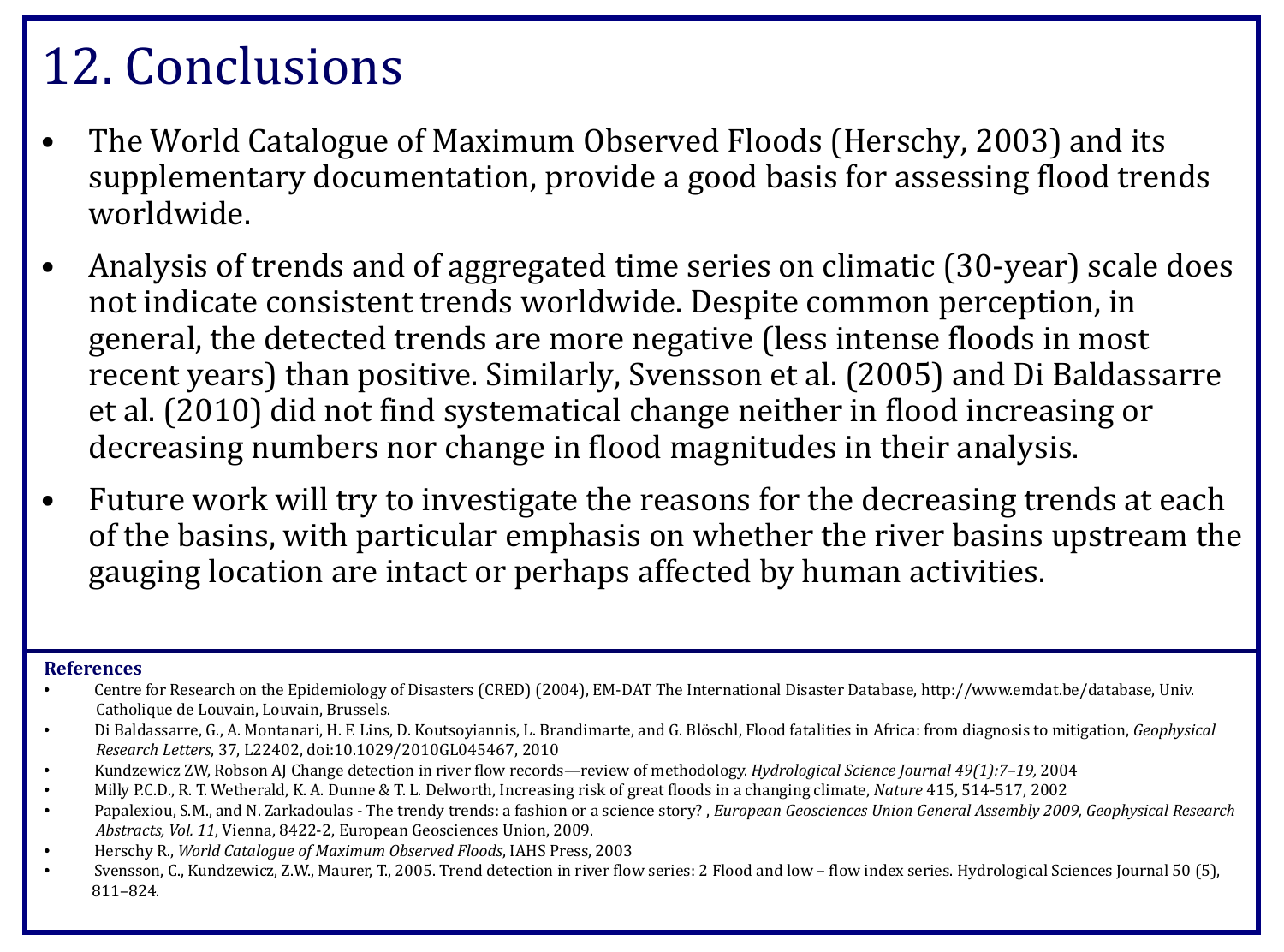# 12. Conclusions

- The World Catalogue of Maximum Observed Floods (Herschy, 2003) and its supplementary documentation, provide a good basis for assessing flood trends worldwide.
- Analysis of trends and of aggregated time series on climatic (30-year) scale does not indicate consistent trends worldwide. Despite common perception, in general, the detected trends are more negative (less intense floods in most recent years) than positive. Similarly, Svensson et al. (2005) and Di Baldassarre et al. (2010) did not find systematical change neither in flood increasing or decreasing numbers nor change in flood magnitudes in their analysis.
- Future work will try to investigate the reasons for the decreasing trends at each of the basins, with particular emphasis on whether the river basins upstream the gauging location are intact or perhaps affected by human activities.

**References**

- Centre for Research on the Epidemiology of Disasters (CRED) (2004), EM-DAT The International Disaster Database, http://www.emdat.be/database, Univ. Catholique de Louvain, Louvain, Brussels.
- Di Baldassarre, G., A. Montanari, H. F. Lins, D. Koutsoyiannis, L. Brandimarte, and G. Blöschl, Flood fatalities in Africa: from diagnosis to mitigation, *Geophysical Research Letters*, 37, L22402, doi:10.1029/2010GL045467, 2010
- Kundzewicz ZW, Robson AJ Change detection in river flow records—review of methodology. *Hydrological Science Journal 49(1):7–19,* 2004
- Milly P.C.D., R. T. Wetherald, K. A. Dunne & T. L. Delworth, Increasing risk of great floods in a changing climate, *Nature* 415, 514-517, 2002
- Papalexiou, S.M., and N. Zarkadoulas - The trendy trends: a fashion or a science story? , *European Geosciences Union General Assembly 2009, Geophysical Research Abstracts, Vol. 11*, Vienna, 8422-2, European Geosciences Union, 2009.
- Herschy R., *World Catalogue of Maximum Observed Floods*, IAHS Press, 2003
- Svensson, C., Kundzewicz, Z.W., Maurer, T., 2005. Trend detection in river flow series: 2 Flood and low – flow index series. Hydrological Sciences Journal 50 (5), 811–824.